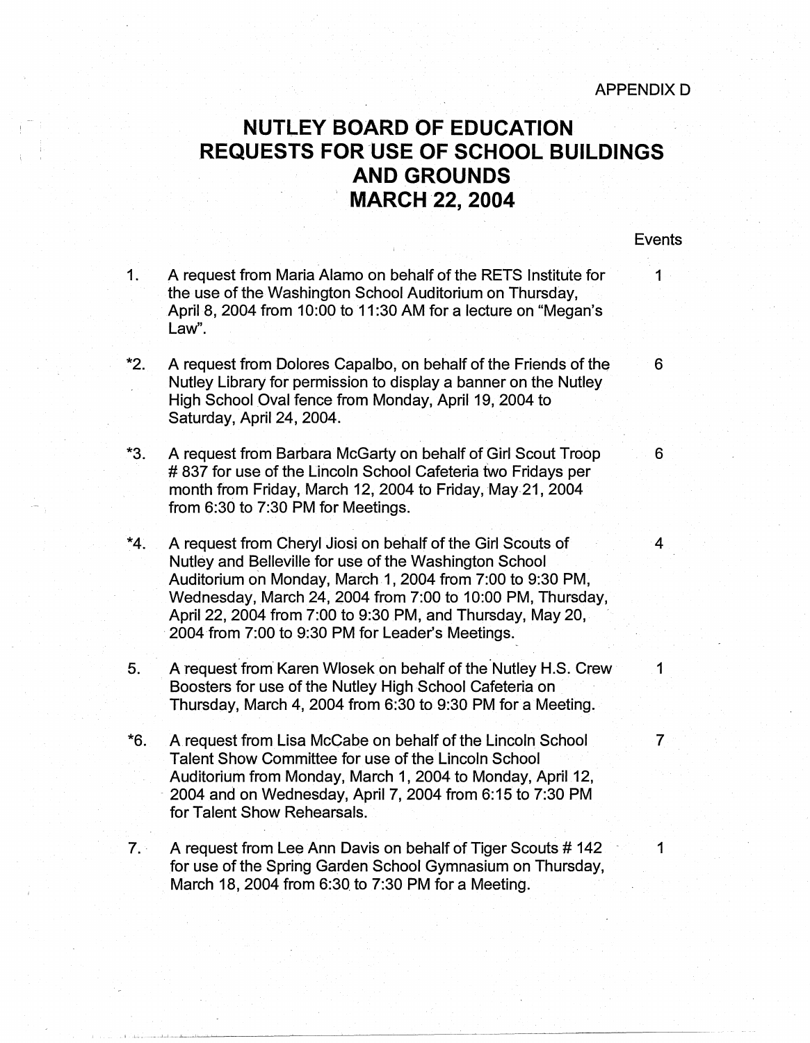APPENDIX D

# NUTLEY BOARD OF EDUCATION
# REQUESTS FOR USE OF SCHOOL BUILDINGS AND GROUNDS
# MARCH 22, 2004

| | | Events |
|---|---|---|
| 1. | A request from Maria Alamo on behalf of the RETS Institute for the use of the Washington School Auditorium on Thursday, April 8, 2004 from 10:00 to 11:30 AM for a lecture on "Megan's Law". | 1 |
| *2. | A request from Dolores Capalbo, on behalf of the Friends of the Nutley Library for permission to display a banner on the Nutley High School Oval fence from Monday, April 19, 2004 to Saturday, April 24, 2004. | 6 |
| *3. | A request from Barbara McGarty on behalf of Girl Scout Troop # 837 for use of the Lincoln School Cafeteria two Fridays per month from Friday, March 12, 2004 to Friday, May 21, 2004 from 6:30 to 7:30 PM for Meetings. | 6 |
| *4. | A request from Cheryl Jiosi on behalf of the Girl Scouts of Nutley and Belleville for use of the Washington School Auditorium on Monday, March 1, 2004 from 7:00 to 9:30 PM, Wednesday, March 24, 2004 from 7:00 to 10:00 PM, Thursday, April 22, 2004 from 7:00 to 9:30 PM, and Thursday, May 20, 2004 from 7:00 to 9:30 PM for Leader's Meetings. | 4 |
| 5. | A request from Karen Wlosek on behalf of the Nutley H.S. Crew Boosters for use of the Nutley High School Cafeteria on Thursday, March 4, 2004 from 6:30 to 9:30 PM for a Meeting. | 1 |
| *6. | A request from Lisa McCabe on behalf of the Lincoln School Talent Show Committee for use of the Lincoln School Auditorium from Monday, March 1, 2004 to Monday, April 12, 2004 and on Wednesday, April 7, 2004 from 6:15 to 7:30 PM for Talent Show Rehearsals. | 7 |
| 7. | A request from Lee Ann Davis on behalf of Tiger Scouts # 142 for use of the Spring Garden School Gymnasium on Thursday, March 18, 2004 from 6:30 to 7:30 PM for a Meeting. | 1 |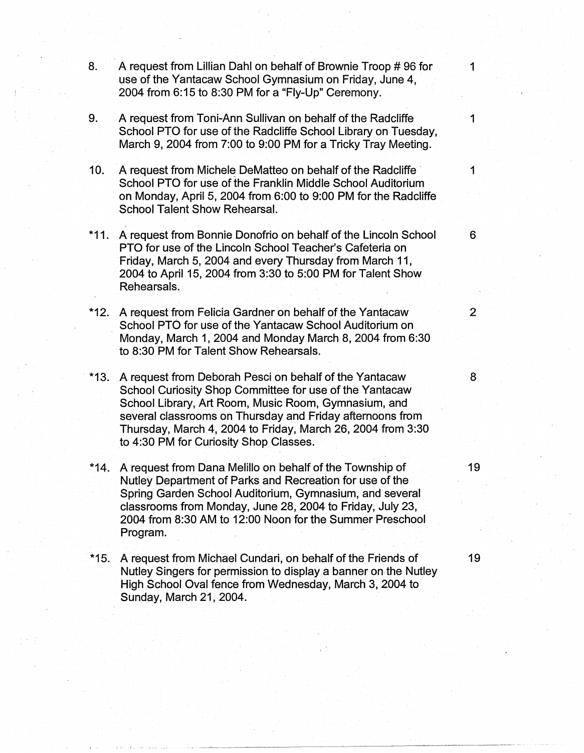| | | |
|---|---|---|
| 8. | A request from Lillian Dahl on behalf of Brownie Troop # 96 for use of the Yantacaw School Gymnasium on Friday, June 4, 2004 from 6:15 to 8:30 PM for a "Fly-Up" Ceremony. | 1 |
| 9. | A request from Toni-Ann Sullivan on behalf of the Radcliffe School PTO for use of the Radcliffe School Library on Tuesday, March 9, 2004 from 7:00 to 9:00 PM for a Tricky Tray Meeting. | 1 |
| 10. | A request from Michele DeMatteo on behalf of the Radcliffe School PTO for use of the Franklin Middle School Auditorium on Monday, April 5, 2004 from 6:00 to 9:00 PM for the Radcliffe School Talent Show Rehearsal. | 1 |
| *11. | A request from Bonnie Donofrio on behalf of the Lincoln School PTO for use of the Lincoln School Teacher's Cafeteria on Friday, March 5, 2004 and every Thursday from March 11, 2004 to April 15, 2004 from 3:30 to 5:00 PM for Talent Show Rehearsals. | 6 |
| *12. | A request from Felicia Gardner on behalf of the Yantacaw School PTO for use of the Yantacaw School Auditorium on Monday, March 1, 2004 and Monday March 8, 2004 from 6:30 to 8:30 PM for Talent Show Rehearsals. | 2 |
| *13. | A request from Deborah Pesci on behalf of the Yantacaw School Curiosity Shop Committee for use of the Yantacaw School Library, Art Room, Music Room, Gymnasium, and several classrooms on Thursday and Friday afternoons from Thursday, March 4, 2004 to Friday, March 26, 2004 from 3:30 to 4:30 PM for Curiosity Shop Classes. | 8 |
| *14. | A request from Dana Melillo on behalf of the Township of Nutley Department of Parks and Recreation for use of the Spring Garden School Auditorium, Gymnasium, and several classrooms from Monday, June 28, 2004 to Friday, July 23, 2004 from 8:30 AM to 12:00 Noon for the Summer Preschool Program. | 19 |
| *15. | A request from Michael Cundari, on behalf of the Friends of Nutley Singers for permission to display a banner on the Nutley High School Oval fence from Wednesday, March 3, 2004 to Sunday, March 21, 2004. | 19 |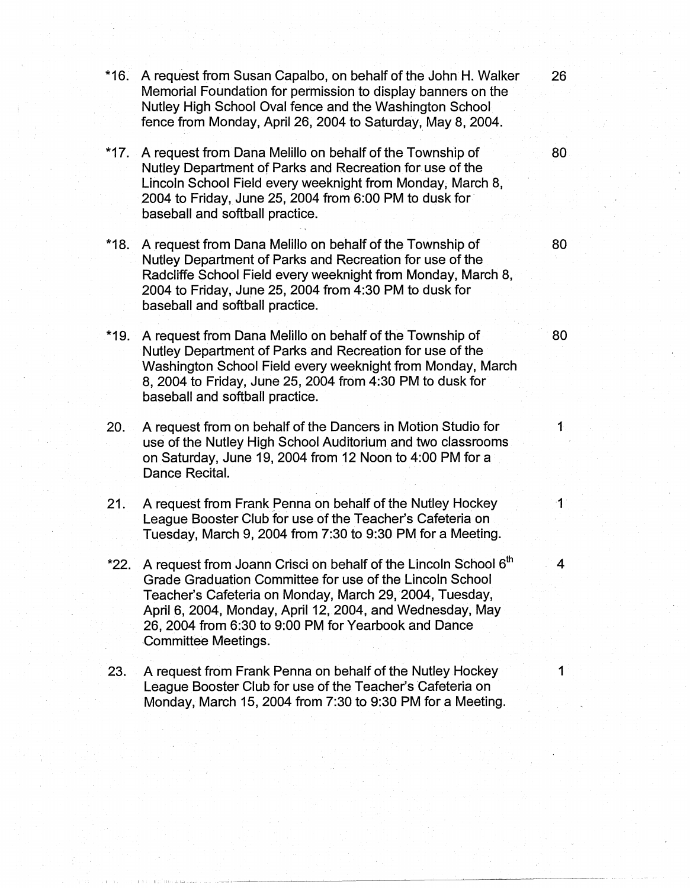| | | |
|---|---|---|
| *16. | A request from Susan Capalbo, on behalf of the John H. Walker Memorial Foundation for permission to display banners on the Nutley High School Oval fence and the Washington School fence from Monday, April 26, 2004 to Saturday, May 8, 2004. | 26 |
| *17. | A request from Dana Melillo on behalf of the Township of Nutley Department of Parks and Recreation for use of the Lincoln School Field every weeknight from Monday, March 8, 2004 to Friday, June 25, 2004 from 6:00 PM to dusk for baseball and softball practice. | 80 |
| *18. | A request from Dana Melillo on behalf of the Township of Nutley Department of Parks and Recreation for use of the Radcliffe School Field every weeknight from Monday, March 8, 2004 to Friday, June 25, 2004 from 4:30 PM to dusk for baseball and softball practice. | 80 |
| *19. | A request from Dana Melillo on behalf of the Township of Nutley Department of Parks and Recreation for use of the Washington School Field every weeknight from Monday, March 8, 2004 to Friday, June 25, 2004 from 4:30 PM to dusk for baseball and softball practice. | 80 |
| 20. | A request from on behalf of the Dancers in Motion Studio for use of the Nutley High School Auditorium and two classrooms on Saturday, June 19, 2004 from 12 Noon to 4:00 PM for a Dance Recital. | 1 |
| 21. | A request from Frank Penna on behalf of the Nutley Hockey League Booster Club for use of the Teacher's Cafeteria on Tuesday, March 9, 2004 from 7:30 to 9:30 PM for a Meeting. | 1 |
| *22. | A request from Joann Crisci on behalf of the Lincoln School 6th Grade Graduation Committee for use of the Lincoln School Teacher's Cafeteria on Monday, March 29, 2004, Tuesday, April 6, 2004, Monday, April 12, 2004, and Wednesday, May 26, 2004 from 6:30 to 9:00 PM for Yearbook and Dance Committee Meetings. | 4 |
| 23. | A request from Frank Penna on behalf of the Nutley Hockey League Booster Club for use of the Teacher's Cafeteria on Monday, March 15, 2004 from 7:30 to 9:30 PM for a Meeting. | 1 |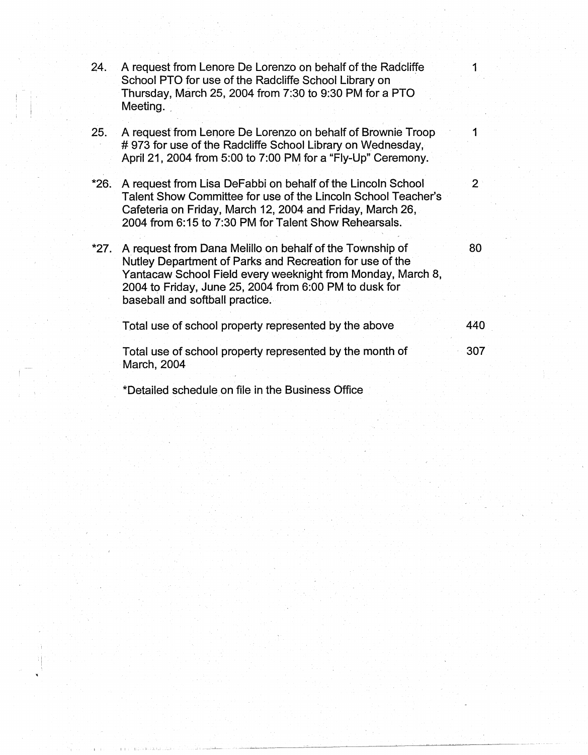| | | |
|---|---|---|
| 24. | A request from Lenore De Lorenzo on behalf of the Radcliffe School PTO for use of the Radcliffe School Library on Thursday, March 25, 2004 from 7:30 to 9:30 PM for a PTO Meeting. | 1 |
| 25. | A request from Lenore De Lorenzo on behalf of Brownie Troop # 973 for use of the Radcliffe School Library on Wednesday, April 21, 2004 from 5:00 to 7:00 PM for a "Fly-Up" Ceremony. | 1 |
| *26. | A request from Lisa DeFabbi on behalf of the Lincoln School Talent Show Committee for use of the Lincoln School Teacher's Cafeteria on Friday, March 12, 2004 and Friday, March 26, 2004 from 6:15 to 7:30 PM for Talent Show Rehearsals. | 2 |
| *27. | A request from Dana Melillo on behalf of the Township of Nutley Department of Parks and Recreation for use of the Yantacaw School Field every weeknight from Monday, March 8, 2004 to Friday, June 25, 2004 from 6:00 PM to dusk for baseball and softball practice. | 80 |
| | Total use of school property represented by the above | 440 |
| | Total use of school property represented by the month of March, 2004 | 307 |

*Detailed schedule on file in the Business Office